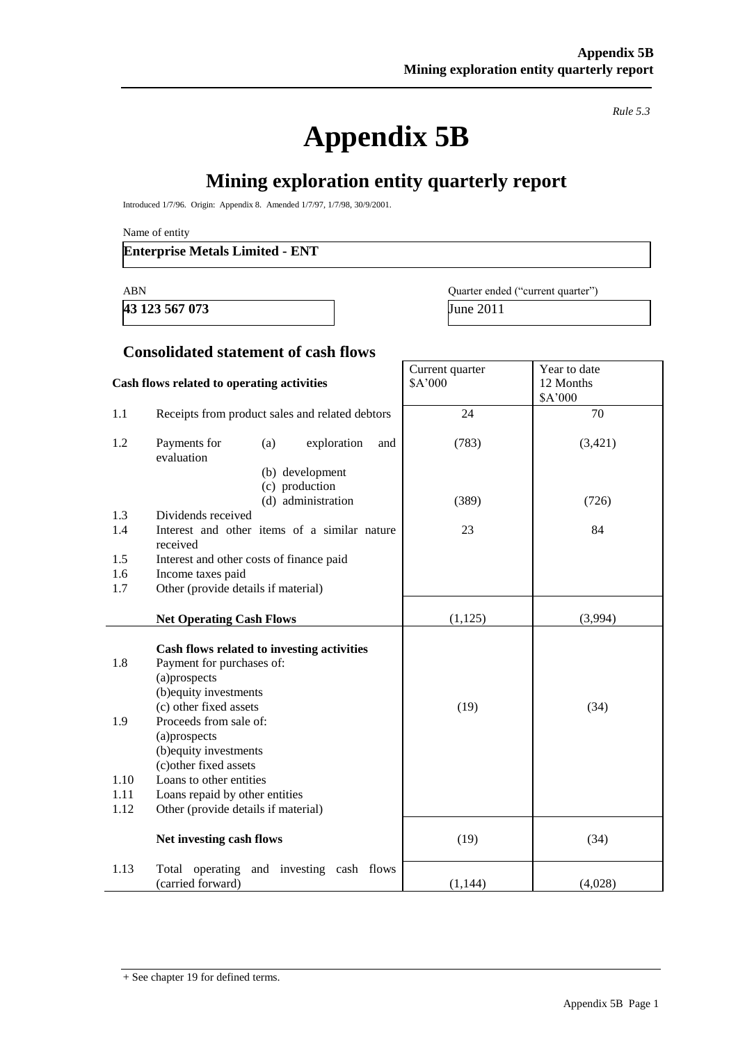*Rule 5.3*

# Appendix 5B

## Mining exploration entity quarterly report

Introduced 1/7/96. Origin: Appendix 8. Amended 1/7/97, 1/7/98, 30/9/2001.

Name of entity

**Enterprise Metals Limited - ENT**

| ABN | Quarter ended ("current quarter") |
|---|---|
| **43 123 567 073** | June 2011 |

### Consolidated statement of cash flows

| | Cash flows related to operating activities | Current quarter $A'000 | Year to date 12 Months $A'000 |
|---|---|---|---|
| 1.1 | Receipts from product sales and related debtors | 24 | 70 |
| 1.2 | Payments for (a) exploration and evaluation | (783) | (3,421) |
| | (b) development | | |
| | (c) production | | |
| | (d) administration | (389) | (726) |
| 1.3 | Dividends received | | |
| 1.4 | Interest and other items of a similar nature received | 23 | 84 |
| 1.5 | Interest and other costs of finance paid | | |
| 1.6 | Income taxes paid | | |
| 1.7 | Other (provide details if material) | | |
| | **Net Operating Cash Flows** | (1,125) | (3,994) |
| | **Cash flows related to investing activities** | | |
| 1.8 | Payment for purchases of: | | |
| | (a)prospects | | |
| | (b)equity investments | | |
| | (c) other fixed assets | (19) | (34) |
| 1.9 | Proceeds from sale of: | | |
| | (a)prospects | | |
| | (b)equity investments | | |
| | (c)other fixed assets | | |
| 1.10 | Loans to other entities | | |
| 1.11 | Loans repaid by other entities | | |
| 1.12 | Other (provide details if material) | | |
| | **Net investing cash flows** | (19) | (34) |
| 1.13 | Total operating and investing cash flows (carried forward) | (1,144) | (4,028) |

+ See chapter 19 for defined terms.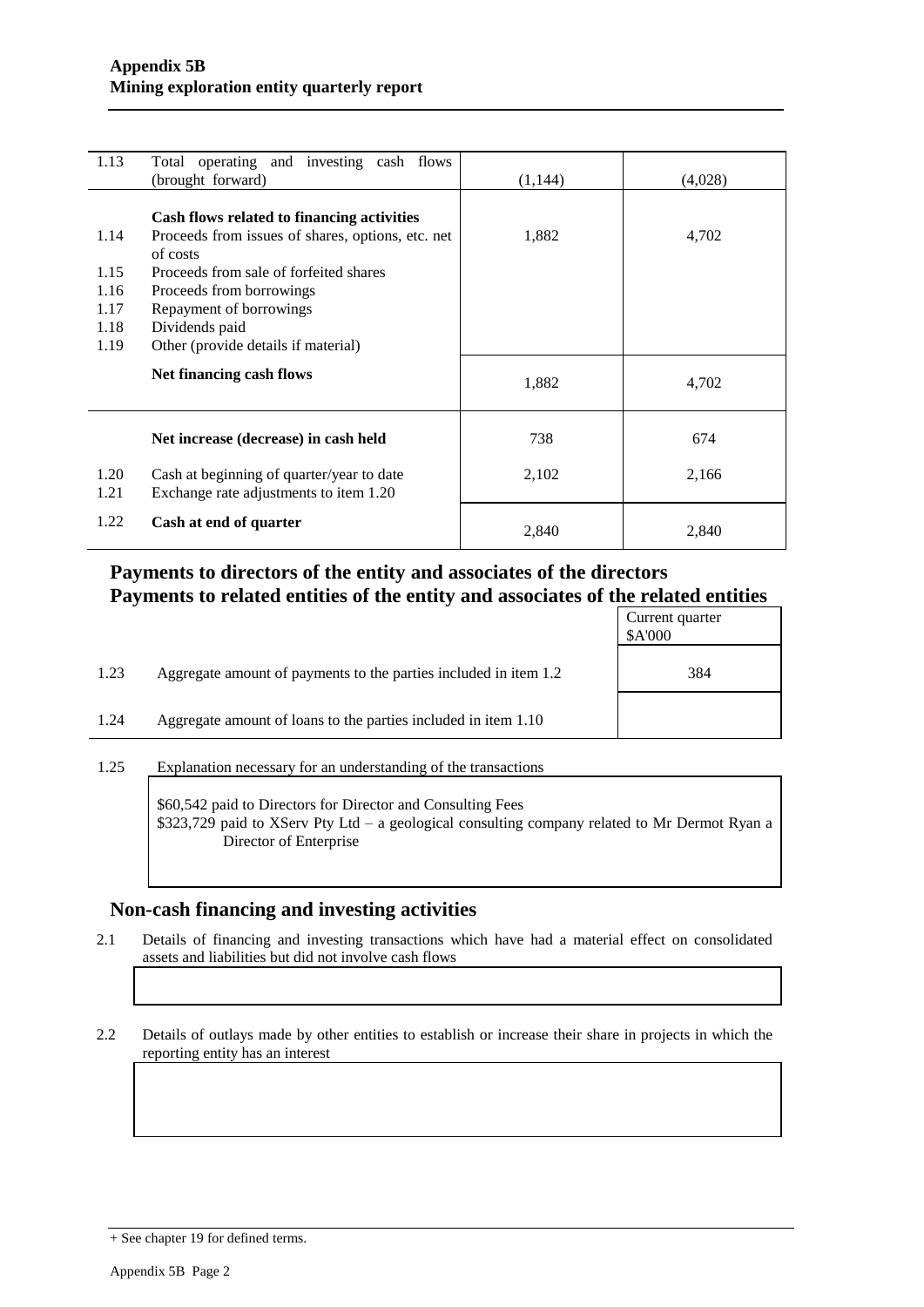| | | | |
|---|---|---|---|
| 1.13 | Total operating and investing cash flows (brought forward) | (1,144) | (4,028) |
| | **Cash flows related to financing activities** | | |
| 1.14 | Proceeds from issues of shares, options, etc. net of costs | 1,882 | 4,702 |
| 1.15 | Proceeds from sale of forfeited shares | | |
| 1.16 | Proceeds from borrowings | | |
| 1.17 | Repayment of borrowings | | |
| 1.18 | Dividends paid | | |
| 1.19 | Other (provide details if material) | | |
| | **Net financing cash flows** | 1,882 | 4,702 |
| | **Net increase (decrease) in cash held** | 738 | 674 |
| 1.20 | Cash at beginning of quarter/year to date | 2,102 | 2,166 |
| 1.21 | Exchange rate adjustments to item 1.20 | | |
| 1.22 | **Cash at end of quarter** | 2,840 | 2,840 |

## Payments to directors of the entity and associates of the directors
## Payments to related entities of the entity and associates of the related entities

| | | Current quarter $A'000 |
|---|---|---|
| 1.23 | Aggregate amount of payments to the parties included in item 1.2 | 384 |
| 1.24 | Aggregate amount of loans to the parties included in item 1.10 | |

1.25 Explanation necessary for an understanding of the transactions

$60,542 paid to Directors for Director and Consulting Fees
$323,729 paid to XServ Pty Ltd – a geological consulting company related to Mr Dermot Ryan a Director of Enterprise

## Non-cash financing and investing activities

2.1 Details of financing and investing transactions which have had a material effect on consolidated assets and liabilities but did not involve cash flows

2.2 Details of outlays made by other entities to establish or increase their share in projects in which the reporting entity has an interest

+ See chapter 19 for defined terms.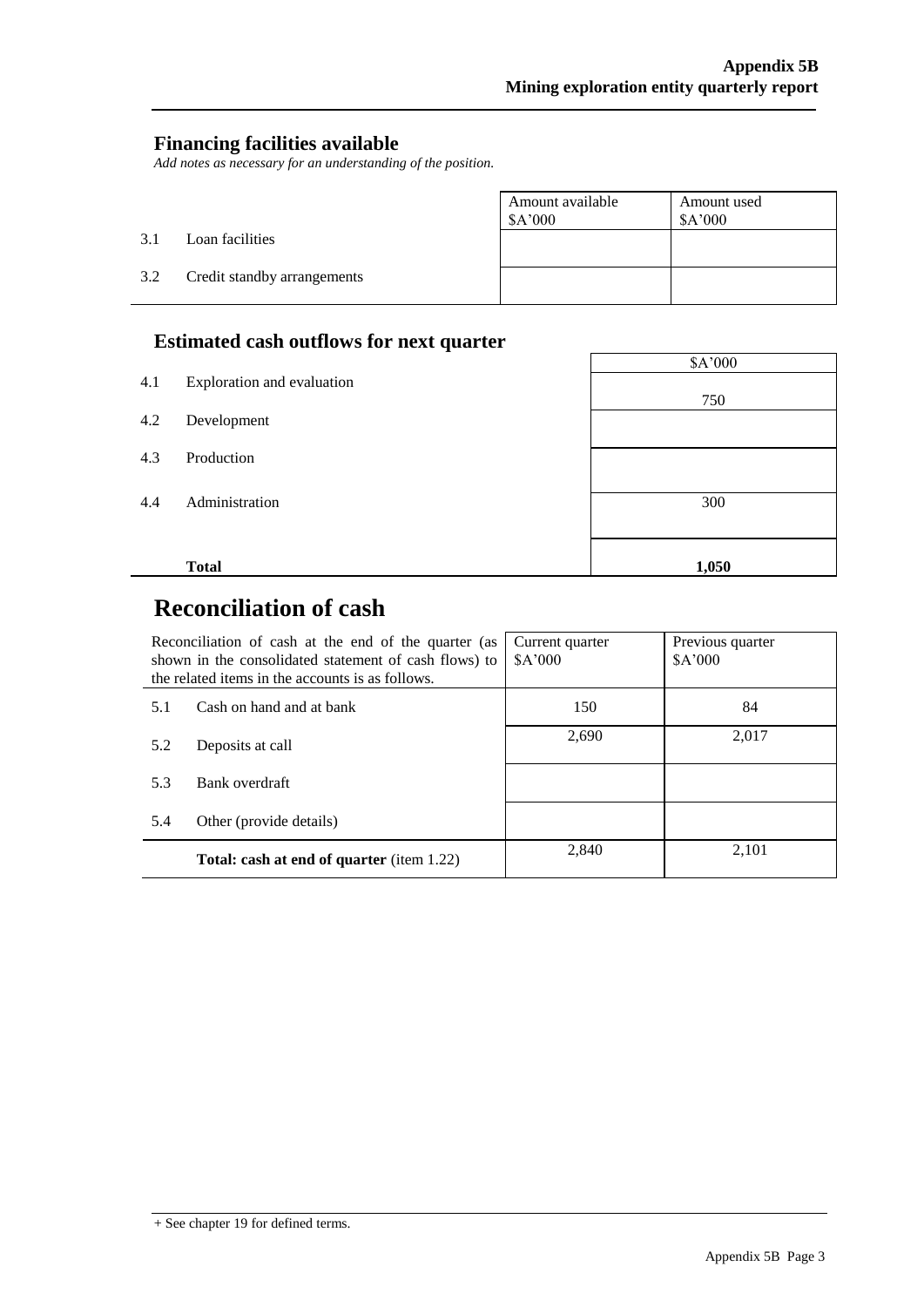## Financing facilities available

*Add notes as necessary for an understanding of the position.*

| | | Amount available $A'000 | Amount used $A'000 |
|---|---|---|---|
| 3.1 | Loan facilities | | |
| 3.2 | Credit standby arrangements | | |

## Estimated cash outflows for next quarter

| | | $A'000 |
|---|---|---|
| 4.1 | Exploration and evaluation | 750 |
| 4.2 | Development | |
| 4.3 | Production | |
| 4.4 | Administration | 300 |
| | **Total** | **1,050** |

# Reconciliation of cash

| Reconciliation of cash at the end of the quarter (as shown in the consolidated statement of cash flows) to the related items in the accounts is as follows. | | Current quarter $A'000 | Previous quarter $A'000 |
|---|---|---|---|
| 5.1 | Cash on hand and at bank | 150 | 84 |
| 5.2 | Deposits at call | 2,690 | 2,017 |
| 5.3 | Bank overdraft | | |
| 5.4 | Other (provide details) | | |
| | **Total: cash at end of quarter** (item 1.22) | 2,840 | 2,101 |

+ See chapter 19 for defined terms.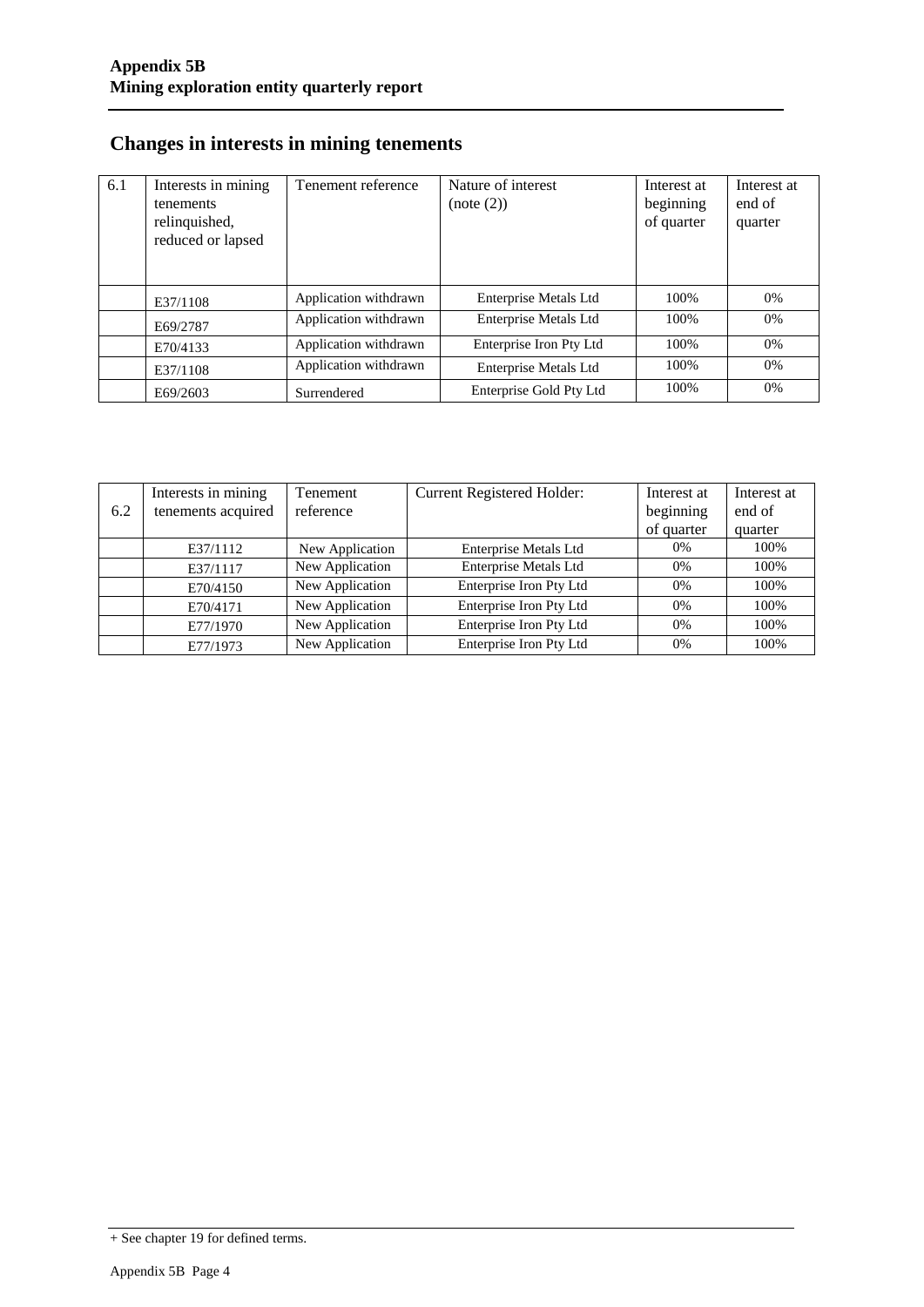## Changes in interests in mining tenements

| 6.1 | Interests in mining tenements relinquished, reduced or lapsed | Tenement reference | Nature of interest (note (2)) | Interest at beginning of quarter | Interest at end of quarter |
|---|---|---|---|---|---|
| | E37/1108 | Application withdrawn | Enterprise Metals Ltd | 100% | 0% |
| | E69/2787 | Application withdrawn | Enterprise Metals Ltd | 100% | 0% |
| | E70/4133 | Application withdrawn | Enterprise Iron Pty Ltd | 100% | 0% |
| | E37/1108 | Application withdrawn | Enterprise Metals Ltd | 100% | 0% |
| | E69/2603 | Surrendered | Enterprise Gold Pty Ltd | 100% | 0% |

| 6.2 | Interests in mining tenements acquired | Tenement reference | Current Registered Holder: | Interest at beginning of quarter | Interest at end of quarter |
|---|---|---|---|---|---|
| | E37/1112 | New Application | Enterprise Metals Ltd | 0% | 100% |
| | E37/1117 | New Application | Enterprise Metals Ltd | 0% | 100% |
| | E70/4150 | New Application | Enterprise Iron Pty Ltd | 0% | 100% |
| | E70/4171 | New Application | Enterprise Iron Pty Ltd | 0% | 100% |
| | E77/1970 | New Application | Enterprise Iron Pty Ltd | 0% | 100% |
| | E77/1973 | New Application | Enterprise Iron Pty Ltd | 0% | 100% |

+ See chapter 19 for defined terms.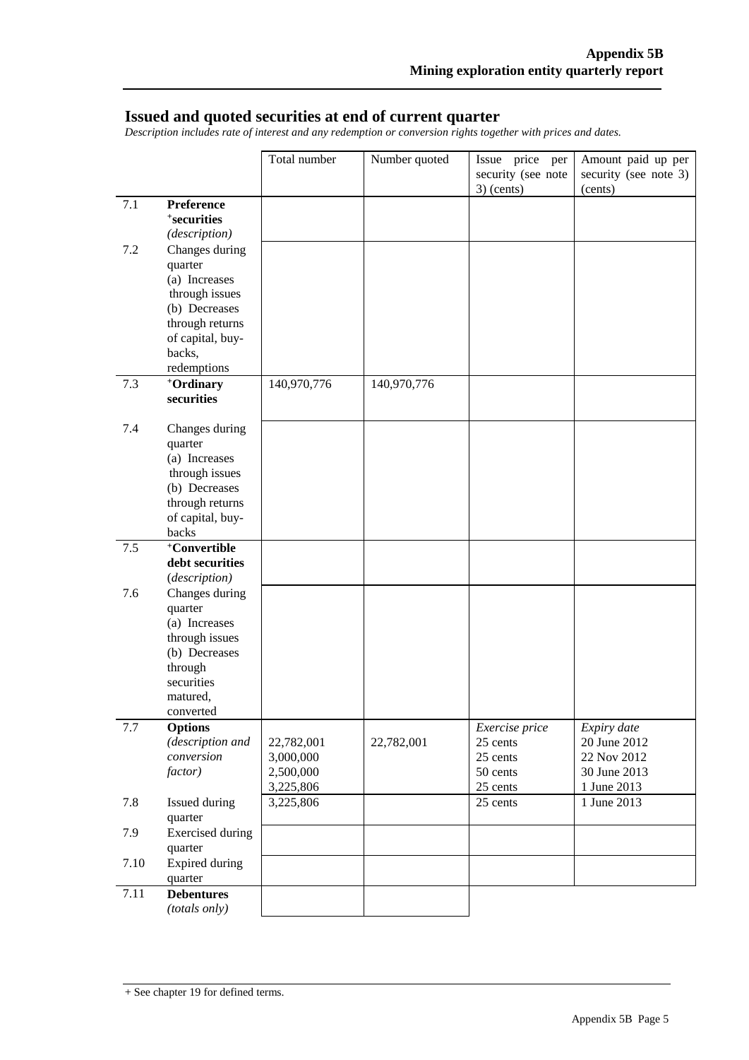## Issued and quoted securities at end of current quarter

*Description includes rate of interest and any redemption or conversion rights together with prices and dates.*

| | | Total number | Number quoted | Issue price per security (see note 3) (cents) | Amount paid up per security (see note 3) (cents) |
|---|---|---|---|---|---|
| 7.1 | **Preference +securities** *(description)* | | | | |
| 7.2 | Changes during quarter (a) Increases through issues (b) Decreases through returns of capital, buy-backs, redemptions | | | | |
| 7.3 | **+Ordinary securities** | 140,970,776 | 140,970,776 | | |
| 7.4 | Changes during quarter (a) Increases through issues (b) Decreases through returns of capital, buy-backs | | | | |
| 7.5 | **+Convertible debt securities** *(description)* | | | | |
| 7.6 | Changes during quarter (a) Increases through issues (b) Decreases through securities matured, converted | | | | |
| 7.7 | **Options** *(description and conversion factor)* | 22,782,001<br>3,000,000<br>2,500,000<br>3,225,806 | 22,782,001 | *Exercise price*<br>25 cents<br>25 cents<br>50 cents<br>25 cents | *Expiry date*<br>20 June 2012<br>22 Nov 2012<br>30 June 2013<br>1 June 2013 |
| 7.8 | Issued during quarter | 3,225,806 | | 25 cents | 1 June 2013 |
| 7.9 | Exercised during quarter | | | | |
| 7.10 | Expired during quarter | | | | |
| 7.11 | **Debentures** *(totals only)* | | | | |

+ See chapter 19 for defined terms.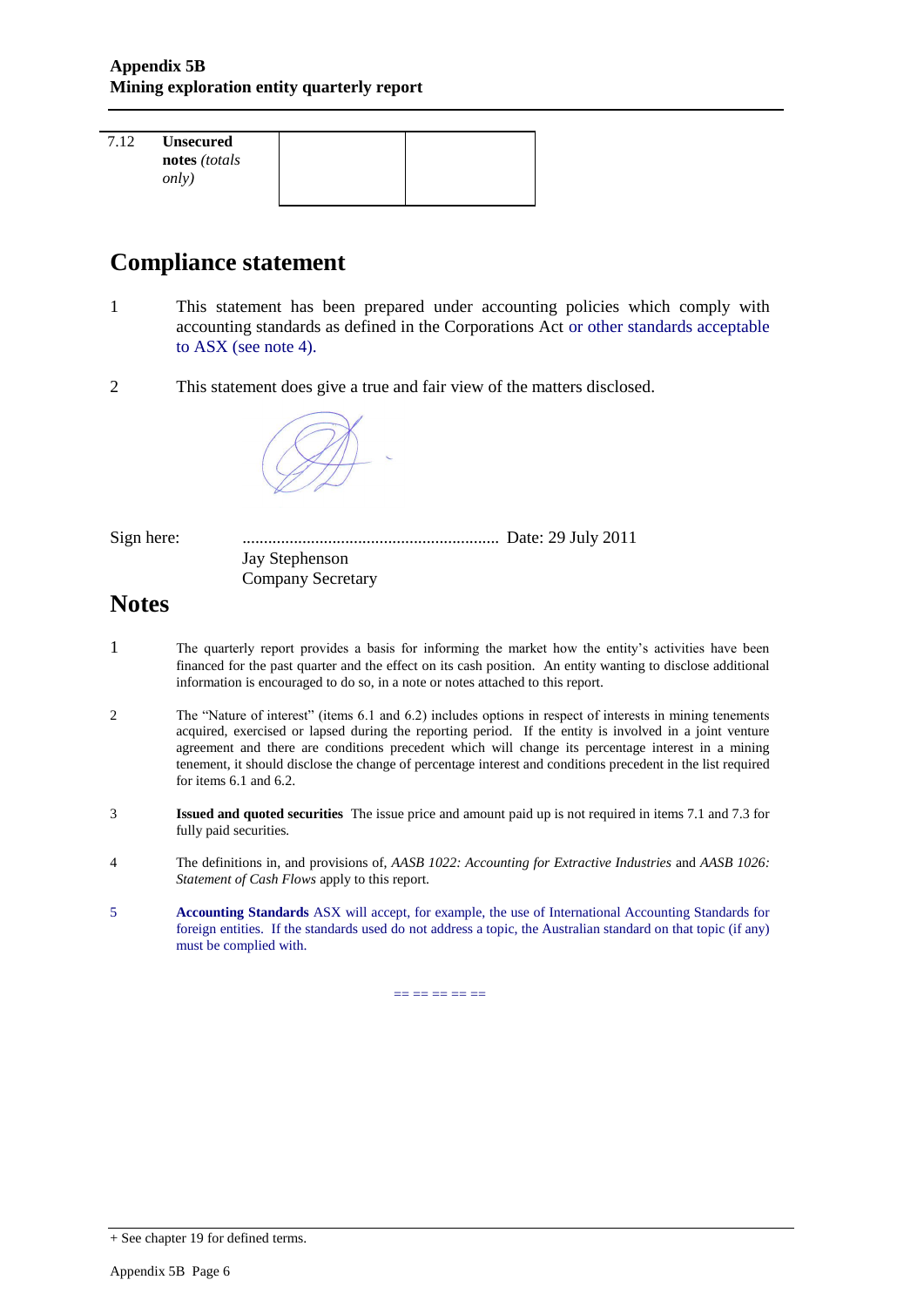| | | | |
|---|---|---|---|
| 7.12 | **Unsecured notes** *(totals only)* | | |

## Compliance statement

1. This statement has been prepared under accounting policies which comply with accounting standards as defined in the Corporations Act or other standards acceptable to ASX (see note 4).

2. This statement does give a true and fair view of the matters disclosed.

Sign here: ............................................................ Date: 29 July 2011
Jay Stephenson
Company Secretary

## Notes

1. The quarterly report provides a basis for informing the market how the entity's activities have been financed for the past quarter and the effect on its cash position. An entity wanting to disclose additional information is encouraged to do so, in a note or notes attached to this report.

2. The "Nature of interest" (items 6.1 and 6.2) includes options in respect of interests in mining tenements acquired, exercised or lapsed during the reporting period. If the entity is involved in a joint venture agreement and there are conditions precedent which will change its percentage interest in a mining tenement, it should disclose the change of percentage interest and conditions precedent in the list required for items 6.1 and 6.2.

3. **Issued and quoted securities** The issue price and amount paid up is not required in items 7.1 and 7.3 for fully paid securities.

4. The definitions in, and provisions of, *AASB 1022: Accounting for Extractive Industries* and *AASB 1026: Statement of Cash Flows* apply to this report.

5. **Accounting Standards** ASX will accept, for example, the use of International Accounting Standards for foreign entities. If the standards used do not address a topic, the Australian standard on that topic (if any) must be complied with.

== == == == ==

+ See chapter 19 for defined terms.